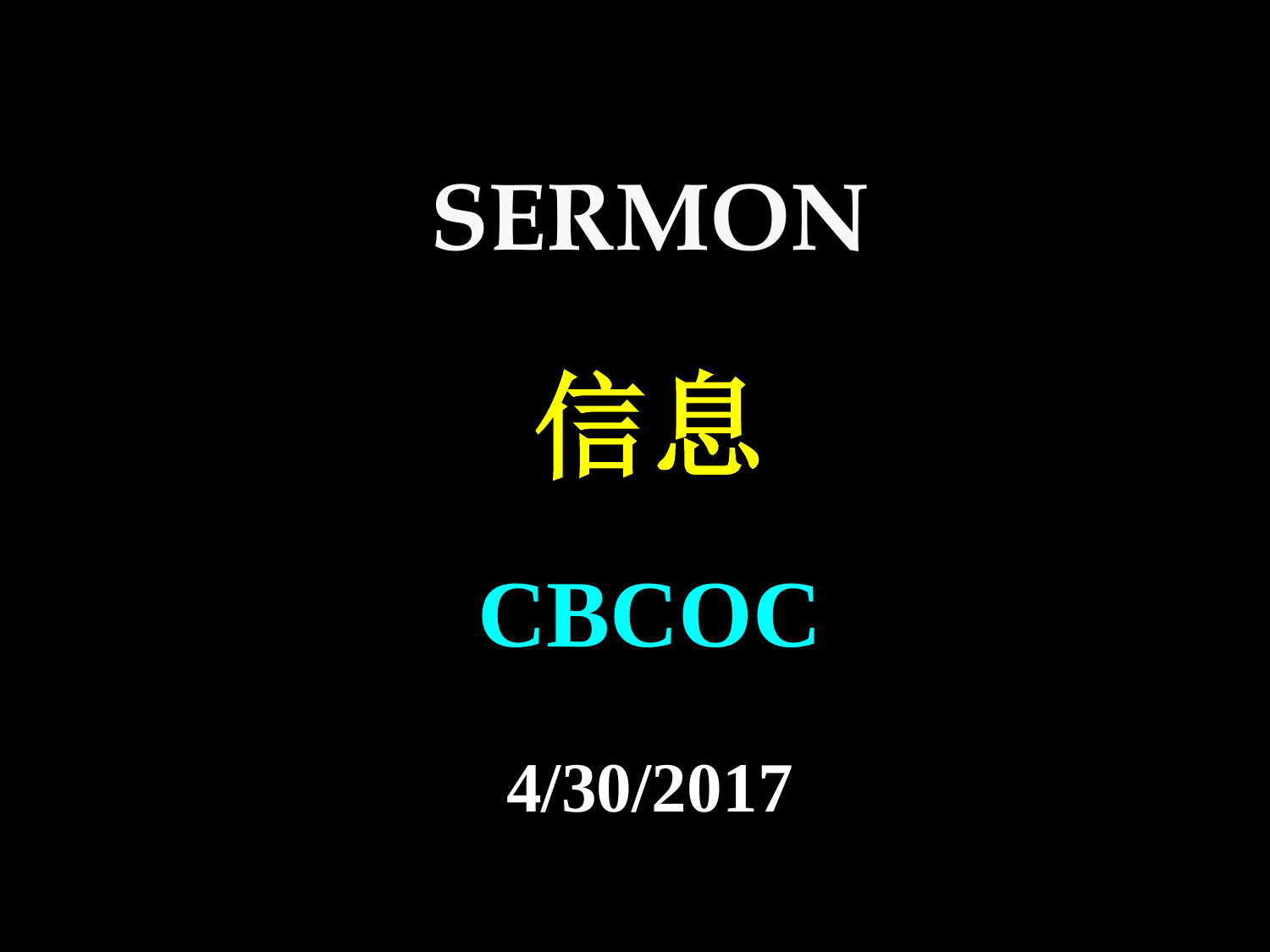# SERMON

# 信息

# CBCOC

**4/30/2017**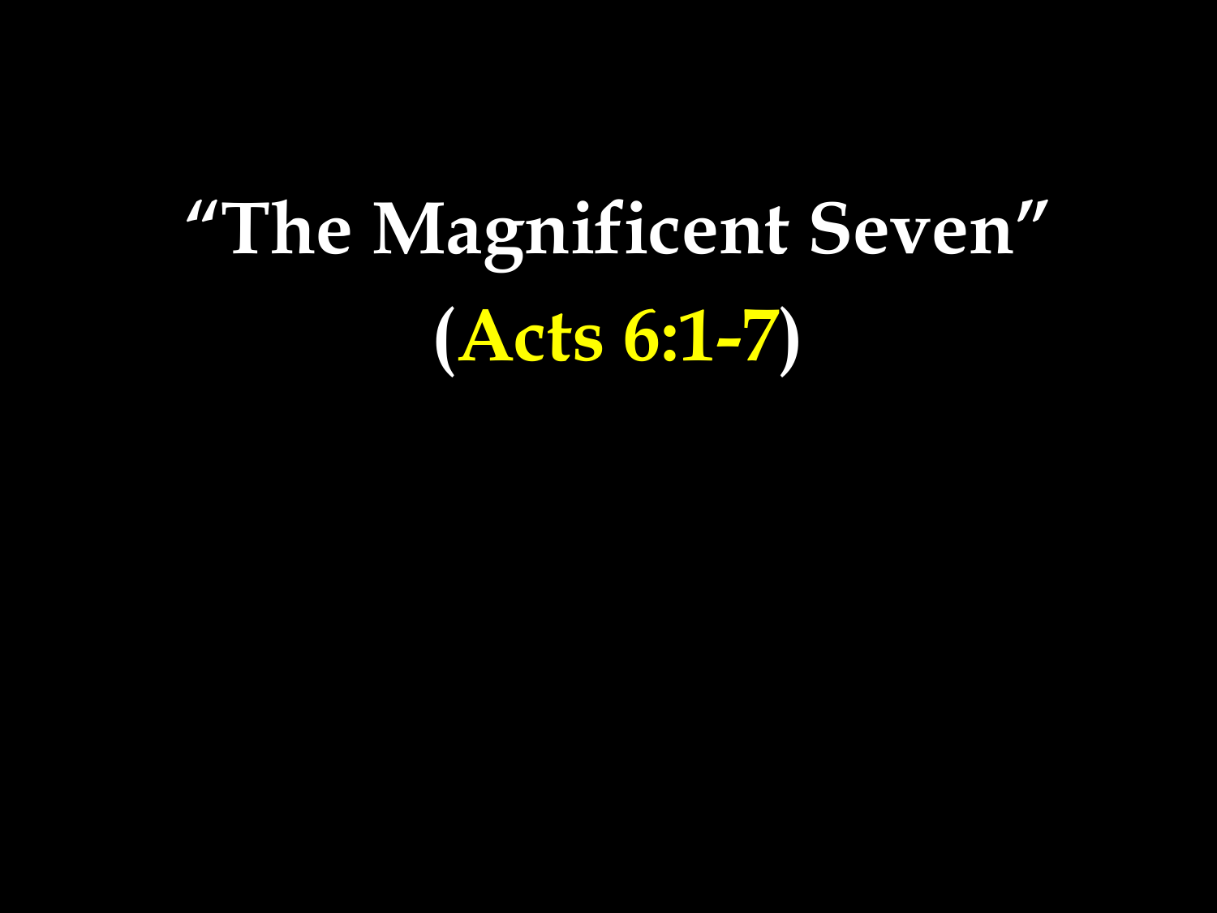# "The Magnificent Seven"

# (Acts 6:1-7)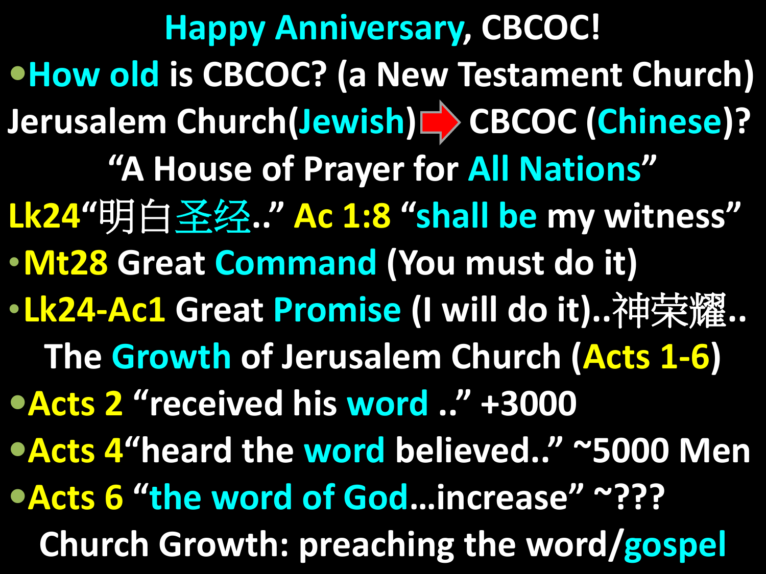# Happy Anniversary, CBCOC!

- How old is CBCOC? (a New Testament Church)

Jerusalem Church(Jewish) ➡ CBCOC (Chinese)?

"A House of Prayer for All Nations"

Lk24"明白圣经.." Ac 1:8 "shall be my witness"

- Mt28 Great Command (You must do it)
- Lk24-Ac1 Great Promise (I will do it)..神荣耀..

The Growth of Jerusalem Church (Acts 1-6)

- Acts 2 "received his word .." +3000
- Acts 4"heard the word believed.." ~5000 Men
- Acts 6 "the word of God…increase" ~???

Church Growth: preaching the word/gospel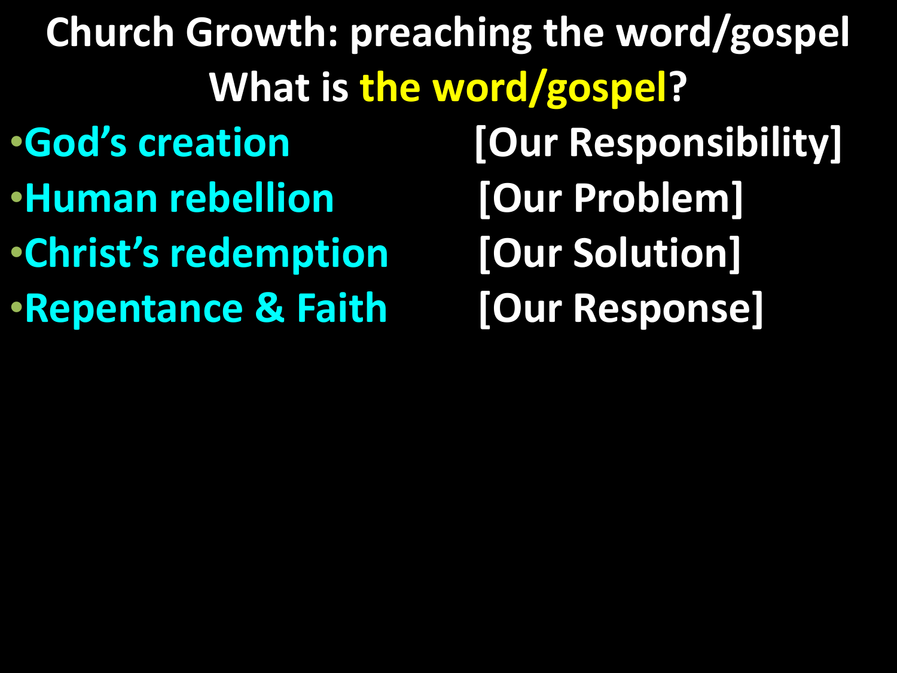# Church Growth: preaching the word/gospel

## What is the word/gospel?

- God's creation [Our Responsibility]
- Human rebellion [Our Problem]
- Christ's redemption [Our Solution]
- Repentance & Faith [Our Response]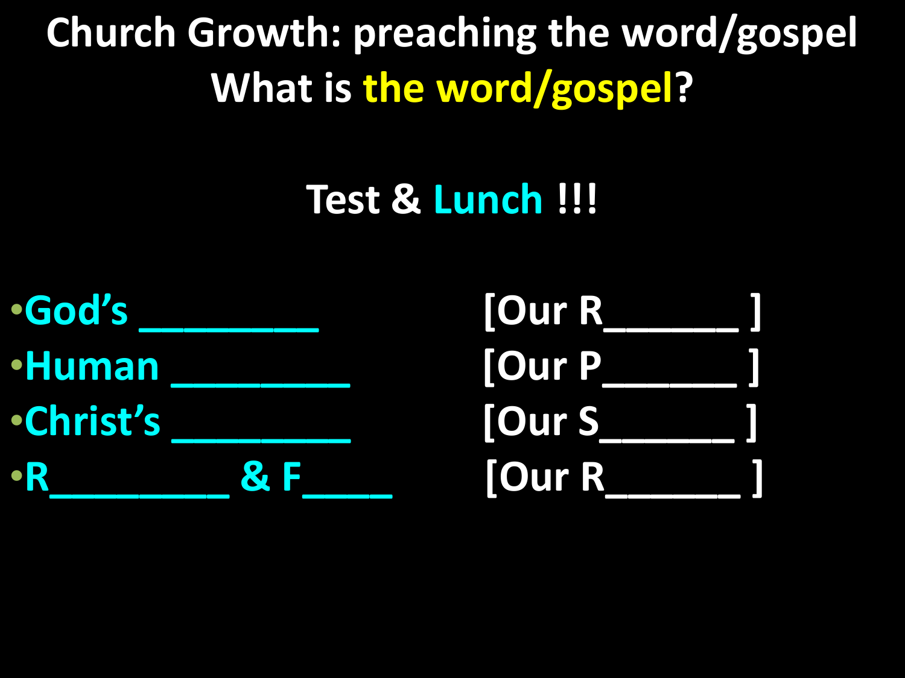# Church Growth: preaching the word/gospel

## What is the word/gospel?

**Test & Lunch !!!**

- God's ________ [Our R______ ]
- Human ________ [Our P______ ]
- Christ's ________ [Our S______ ]
- R________ & F____ [Our R______ ]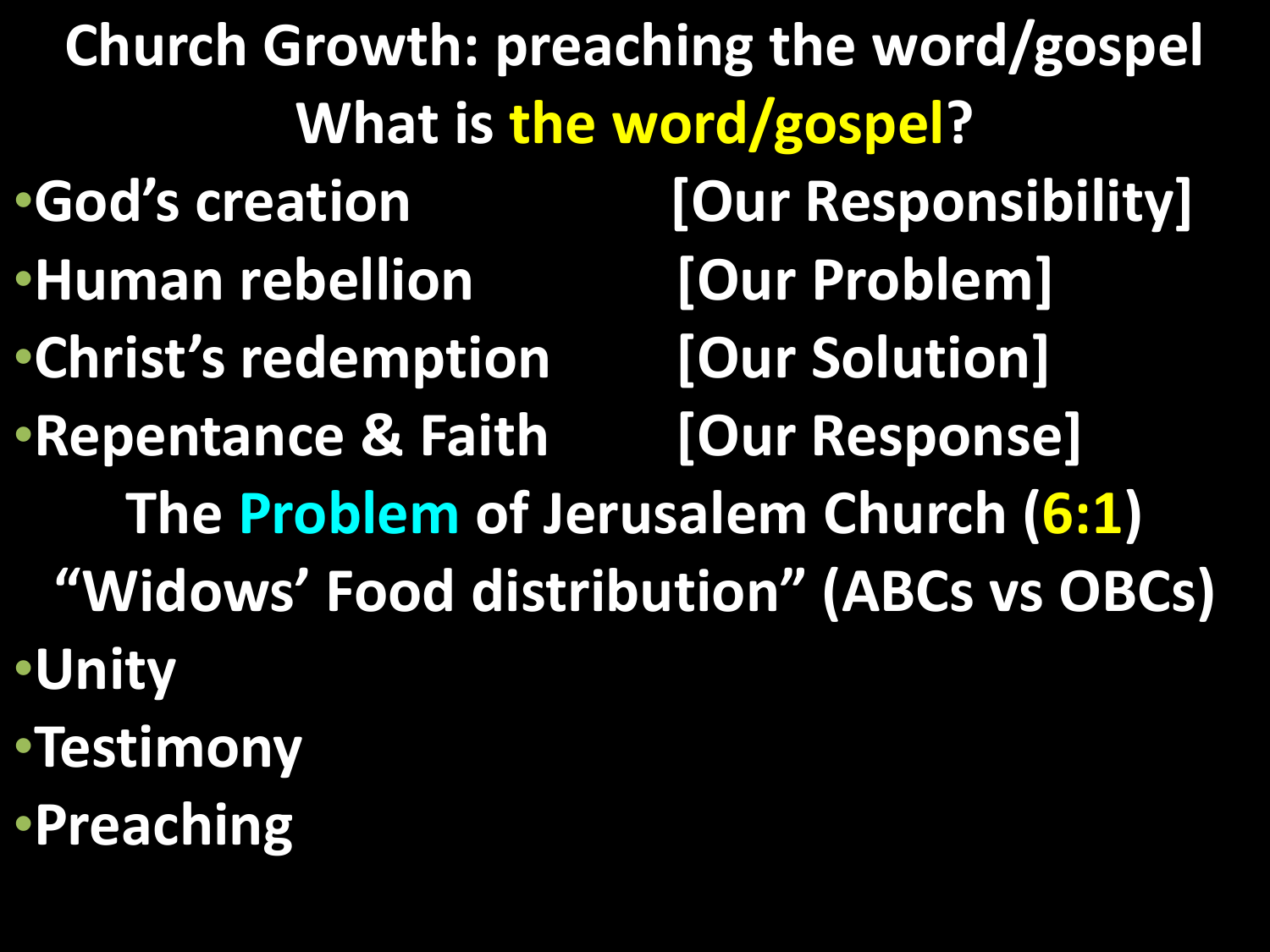# Church Growth: preaching the word/gospel

## What is the word/gospel?

- God's creation [Our Responsibility]
- Human rebellion [Our Problem]
- Christ's redemption [Our Solution]
- Repentance & Faith [Our Response]

## The Problem of Jerusalem Church (6:1)

## "Widows' Food distribution" (ABCs vs OBCs)

- Unity
- Testimony
- Preaching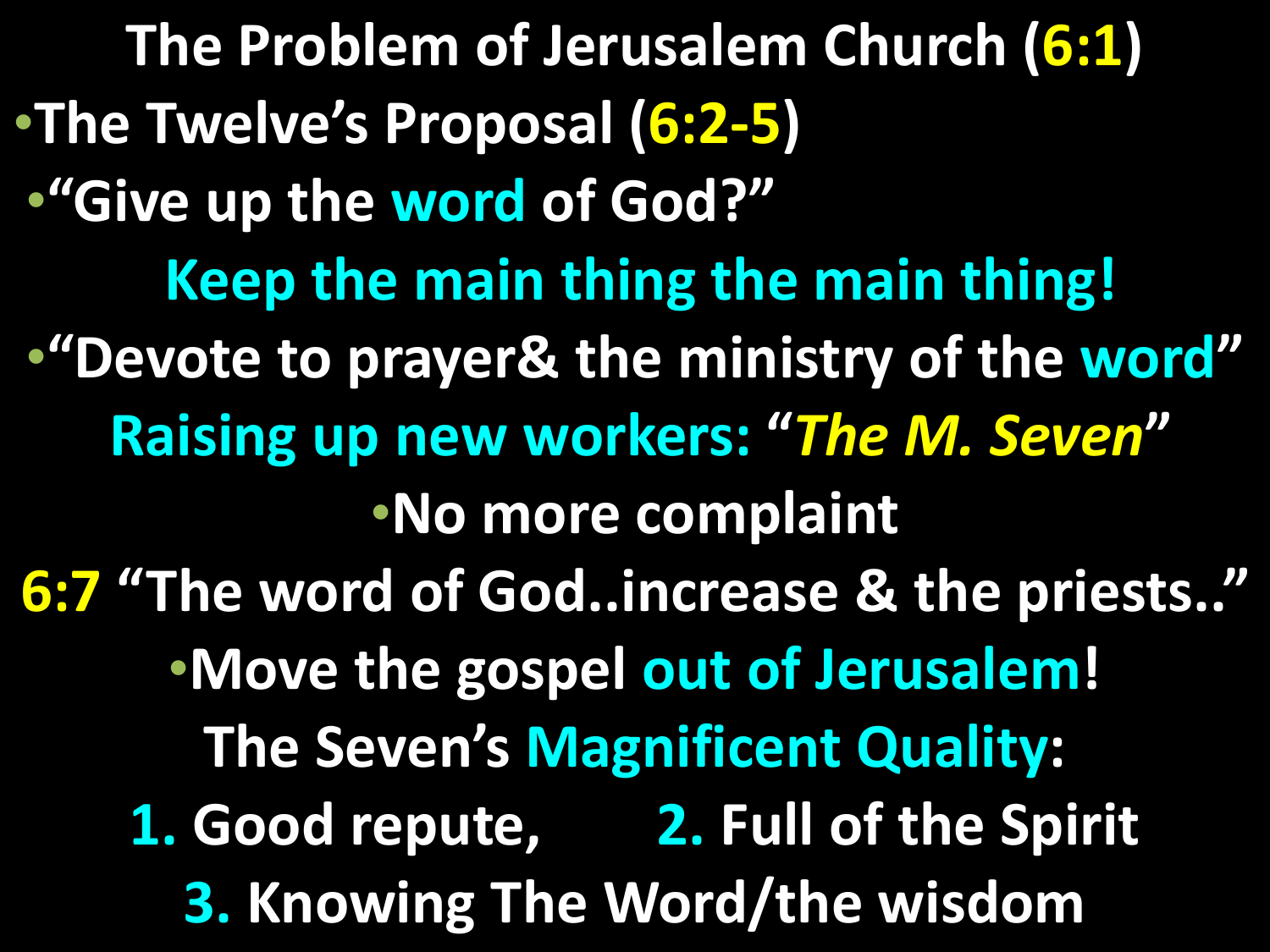# The Problem of Jerusalem Church (6:1)

- The Twelve's Proposal (6:2-5)
  - "Give up the word of God?"

**Keep the main thing the main thing!**

- "Devote to prayer& the ministry of the word"

**Raising up new workers: "*The M. Seven*"**

- No more complaint

6:7 "The word of God..increase & the priests.."

- Move the gospel out of Jerusalem!

The Seven's Magnificent Quality:

1. Good repute,
2. Full of the Spirit
3. Knowing The Word/the wisdom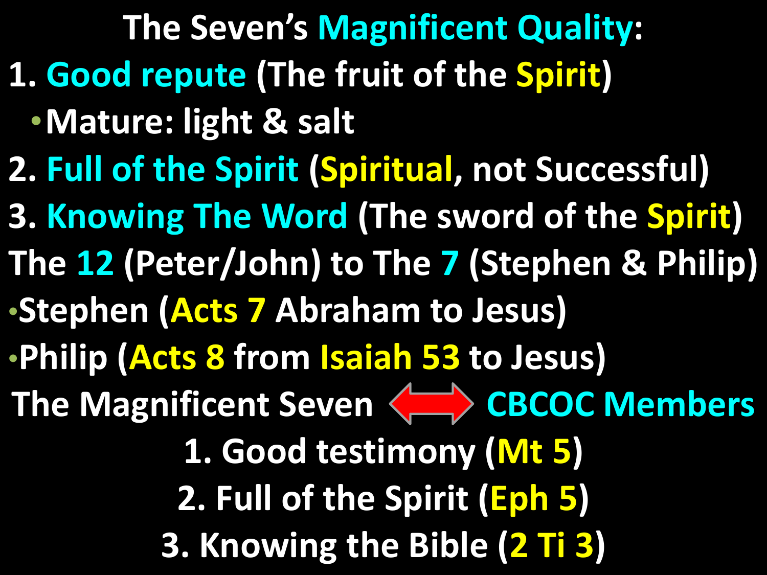# The Seven's Magnificent Quality:

1. Good repute (The fruit of the Spirit)
   - Mature: light & salt
2. Full of the Spirit (Spiritual, not Successful)
3. Knowing The Word (The sword of the Spirit)

The 12 (Peter/John) to The 7 (Stephen & Philip)

- Stephen (Acts 7 Abraham to Jesus)
- Philip (Acts 8 from Isaiah 53 to Jesus)

The Magnificent Seven ⟷ CBCOC Members

1. Good testimony (Mt 5)
2. Full of the Spirit (Eph 5)
3. Knowing the Bible (2 Ti 3)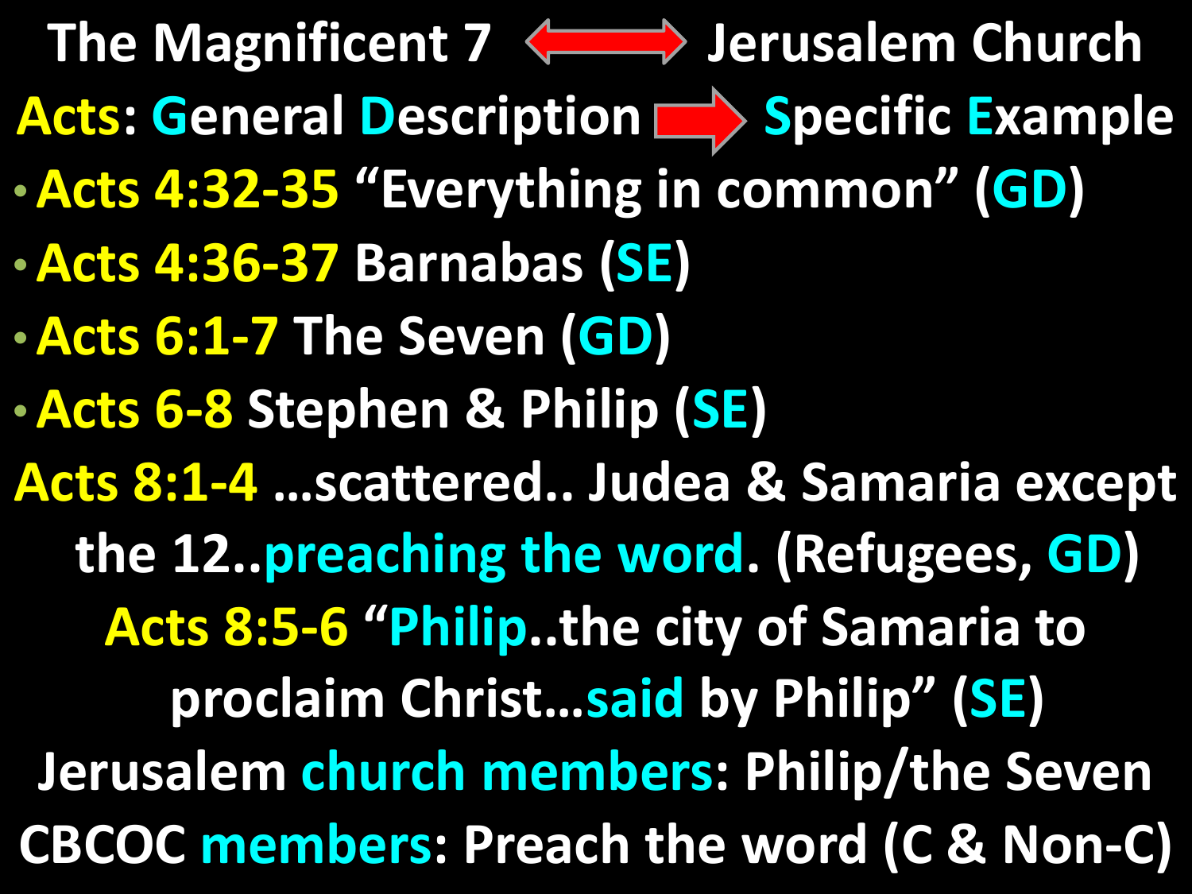# The Magnificent 7 ⟷ Jerusalem Church

## Acts: General Description → Specific Example

- **Acts 4:32-35** "Everything in common" (GD)
- **Acts 4:36-37** Barnabas (SE)
- **Acts 6:1-7** The Seven (GD)
- **Acts 6-8** Stephen & Philip (SE)

**Acts 8:1-4** …scattered.. Judea & Samaria except the 12..preaching the word. (Refugees, GD)

**Acts 8:5-6** "Philip..the city of Samaria to proclaim Christ…said by Philip" (SE)

Jerusalem church members: Philip/the Seven

CBCOC members: Preach the word (C & Non-C)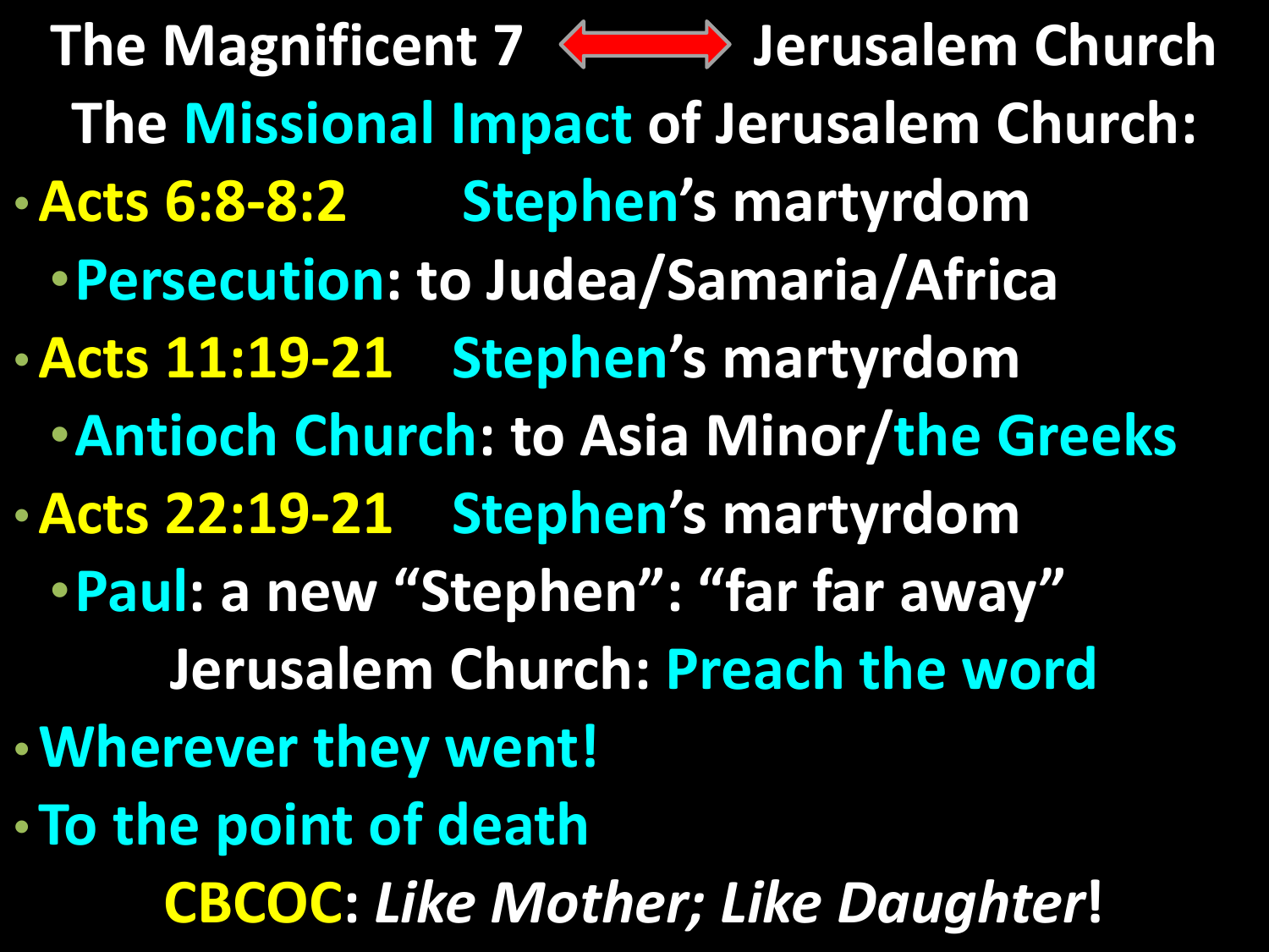# The Magnificent 7 ⟷ Jerusalem Church

## The Missional Impact of Jerusalem Church:

- **Acts 6:8-8:2** Stephen's martyrdom
  - **Persecution**: to Judea/Samaria/Africa
- **Acts 11:19-21** Stephen's martyrdom
  - **Antioch Church**: to Asia Minor/the Greeks
- **Acts 22:19-21** Stephen's martyrdom
  - **Paul**: a new "Stephen": "far far away"

**Jerusalem Church: Preach the word**

- **Wherever they went!**
- **To the point of death**

**CBCOC**: ***Like Mother; Like Daughter*!**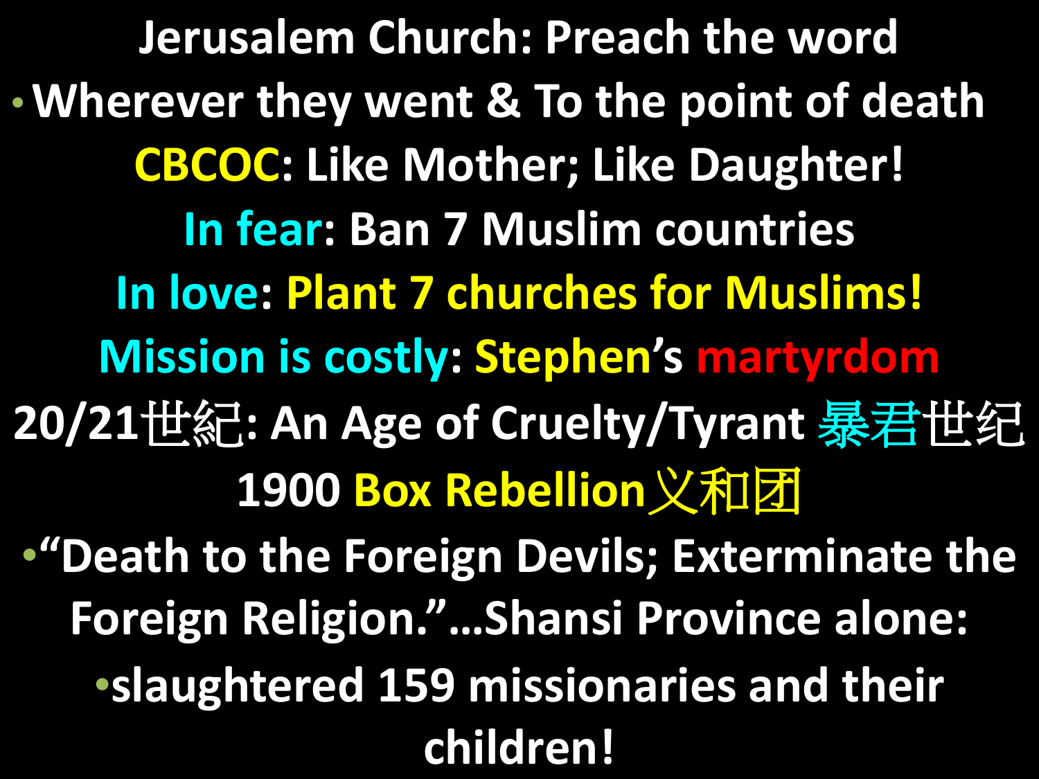# Jerusalem Church: Preach the word

- Wherever they went & To the point of death

**CBCOC: Like Mother; Like Daughter!**

**In fear: Ban 7 Muslim countries**

**In love: Plant 7 churches for Muslims!**

**Mission is costly: Stephen's martyrdom**

**20/21世紀: An Age of Cruelty/Tyrant 暴君世纪**

**1900 Box Rebellion义和团**

- "Death to the Foreign Devils; Exterminate the Foreign Religion."…Shansi Province alone:
- slaughtered 159 missionaries and their children!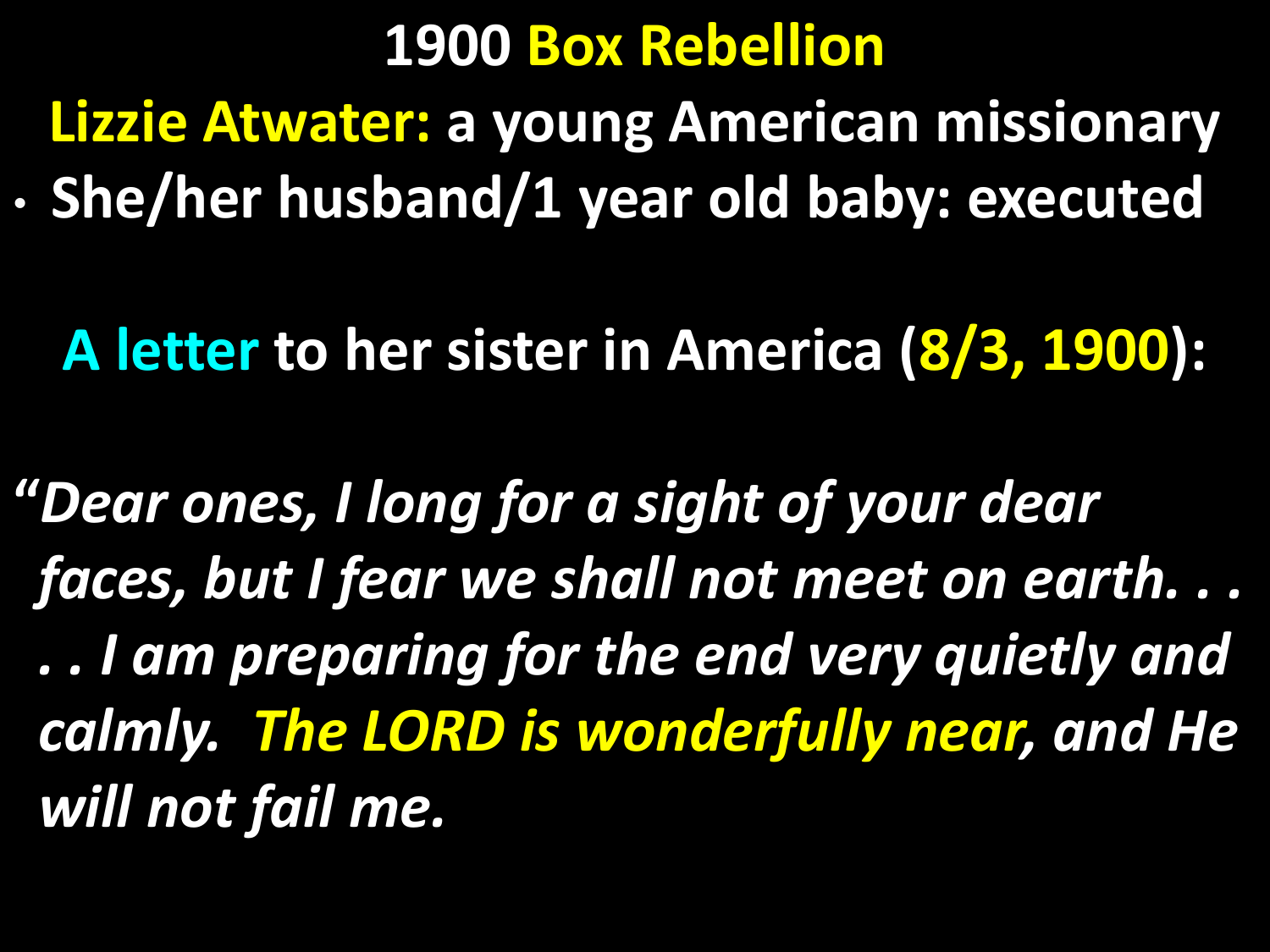# 1900 Box Rebellion

**Lizzie Atwater: a young American missionary**

- **She/her husband/1 year old baby: executed**

**A letter to her sister in America (8/3, 1900):**

***"Dear ones, I long for a sight of your dear faces, but I fear we shall not meet on earth. . . . . I am preparing for the end very quietly and calmly. The LORD is wonderfully near, and He will not fail me.***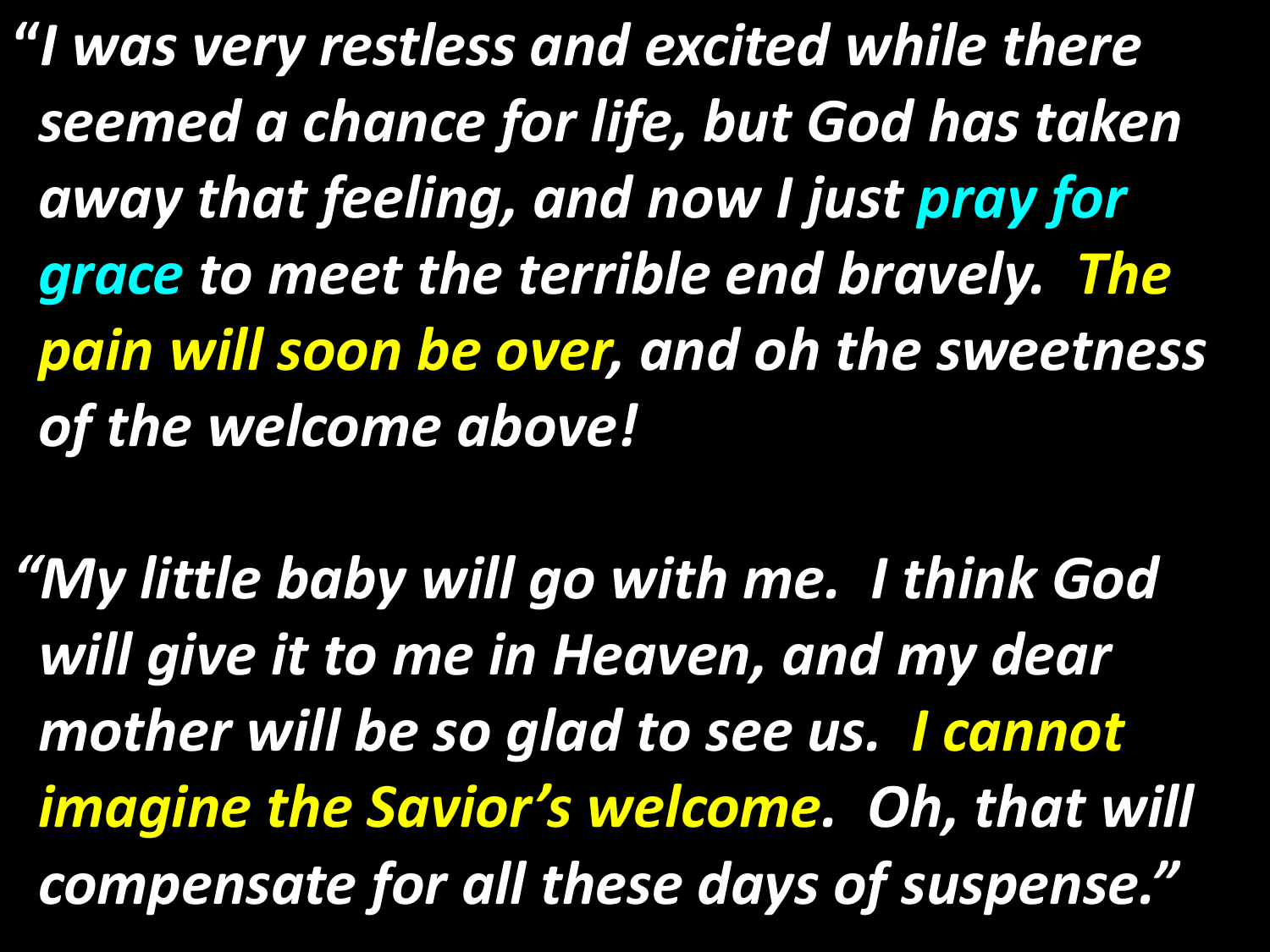*"I was very restless and excited while there seemed a chance for life, but God has taken away that feeling, and now I just pray for grace to meet the terrible end bravely. The pain will soon be over, and oh the sweetness of the welcome above!*

*"My little baby will go with me. I think God will give it to me in Heaven, and my dear mother will be so glad to see us. I cannot imagine the Savior's welcome. Oh, that will compensate for all these days of suspense."*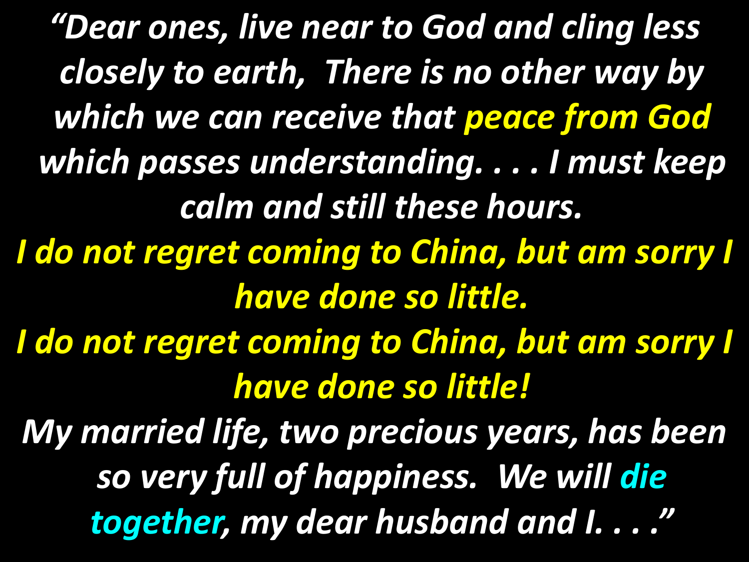*“Dear ones, live near to God and cling less closely to earth, There is no other way by which we can receive that peace from God which passes understanding. . . . I must keep calm and still these hours.*

*I do not regret coming to China, but am sorry I have done so little.*

*I do not regret coming to China, but am sorry I have done so little!*

*My married life, two precious years, has been so very full of happiness. We will die together, my dear husband and I. . . .”*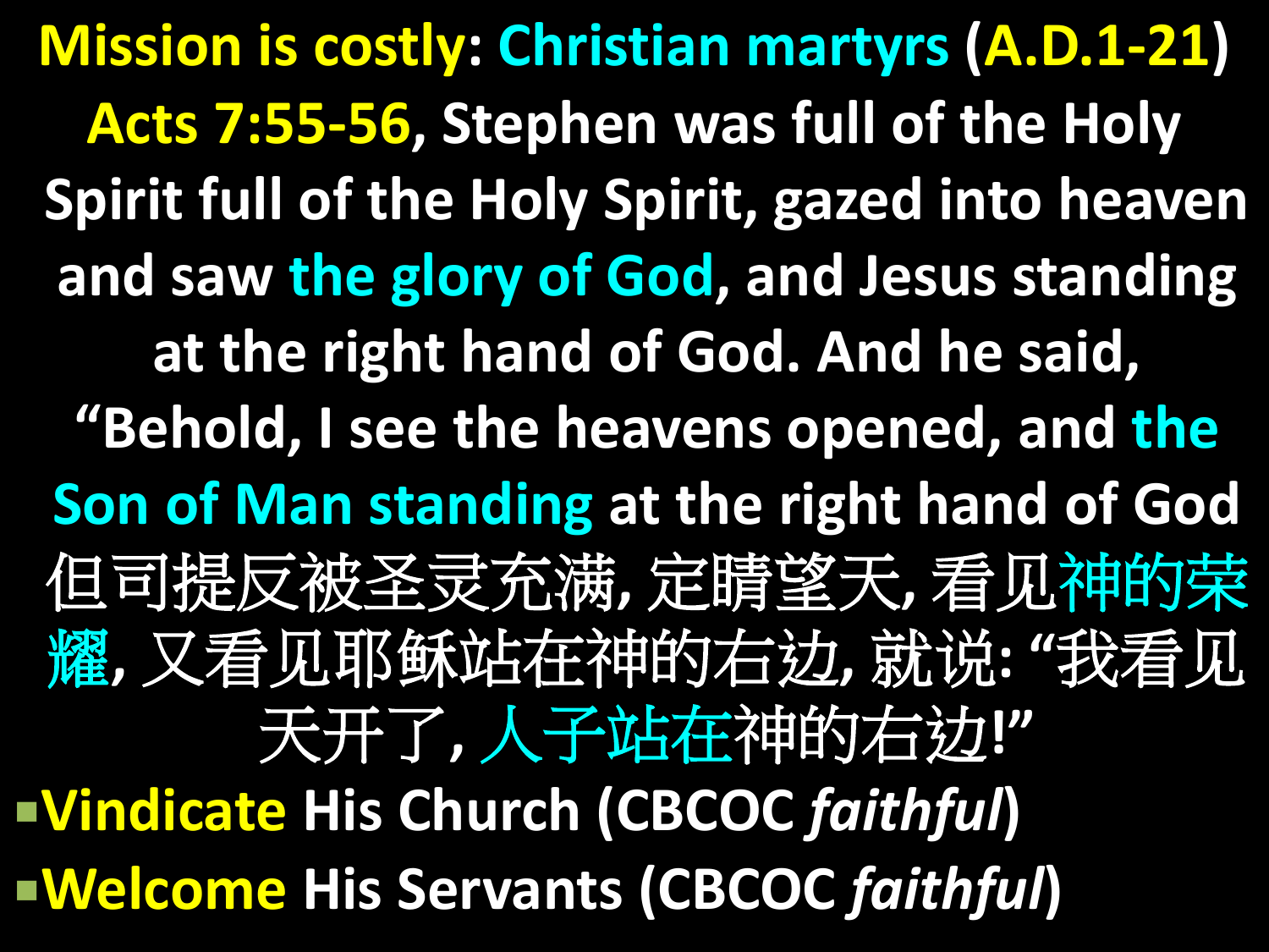# Mission is costly: Christian martyrs (A.D.1-21)

**Acts 7:55-56, Stephen was full of the Holy Spirit full of the Holy Spirit, gazed into heaven and saw the glory of God, and Jesus standing at the right hand of God. And he said, "Behold, I see the heavens opened, and the Son of Man standing at the right hand of God**

但司提反被圣灵充满, 定睛望天, 看见神的荣耀, 又看见耶稣站在神的右边, 就说: "我看见天开了, 人子站在神的右边!"

- **Vindicate His Church (CBCOC *faithful*)**
- **Welcome His Servants (CBCOC *faithful*)**